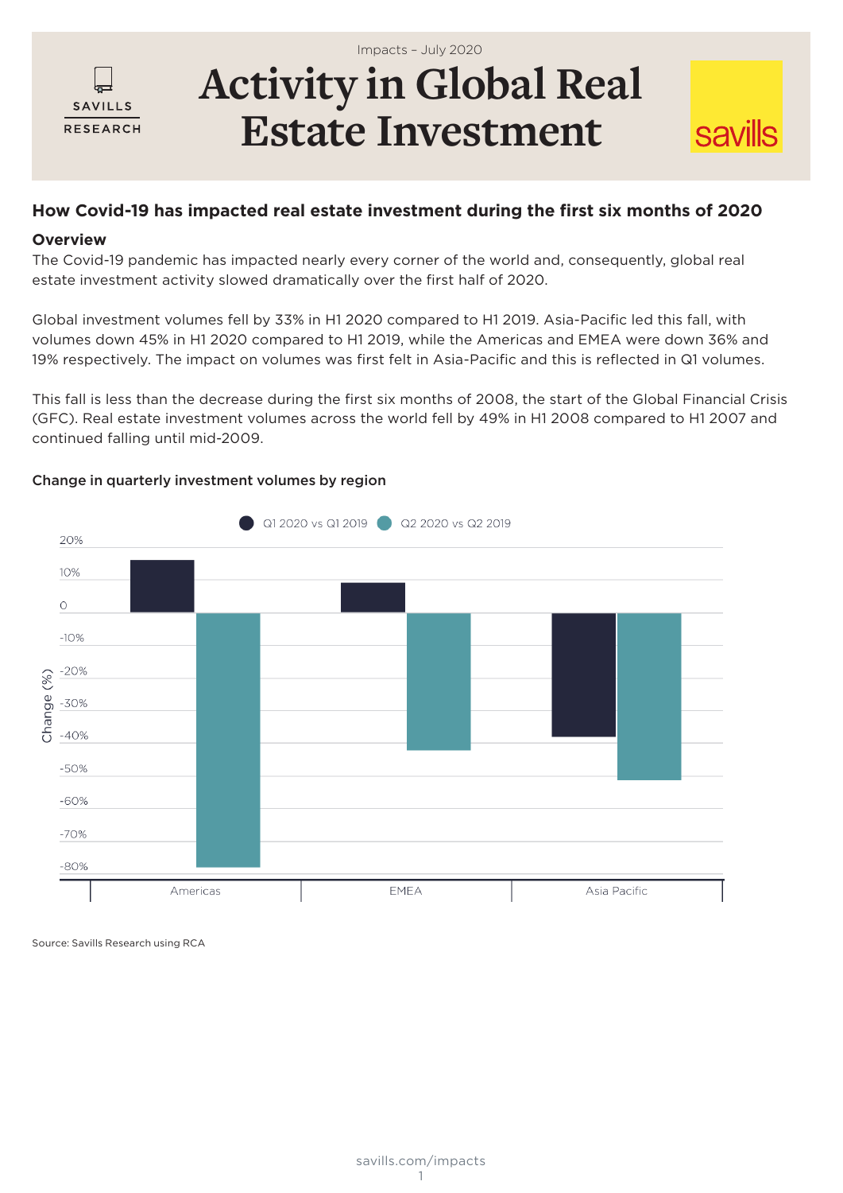Impacts – July 2020

SAVILLS RESEARCH

# Activity in Global Real Estate Investment

## How Covid-19 has impacted real estate investment during the first six months of 2020

### Overview

The Covid-19 pandemic has impacted nearly every corner of the world and, consequently, global real estate investment activity slowed dramatically over the first half of 2020.

Global investment volumes fell by 33% in H1 2020 compared to H1 2019. Asia-Pacific led this fall, with volumes down 45% in H1 2020 compared to H1 2019, while the Americas and EMEA were down 36% and 19% respectively. The impact on volumes was first felt in Asia-Pacific and this is reflected in Q1 volumes.

This fall is less than the decrease during the first six months of 2008, the start of the Global Financial Crisis (GFC). Real estate investment volumes across the world fell by 49% in H1 2008 compared to H1 2007 and continued falling until mid-2009.

**Change in quarterly investment volumes by region**

Q1 2020 vs Q1 2019 | Q2 2020 vs Q2 2019

Change (%)

20% | 10% | 0 | -10% | -20% | -30% | -40% | -50% | -60% | -70% | -80%

Americas | EMEA | Asia Pacific

Source: Savills Research using RCA

savills.com/impacts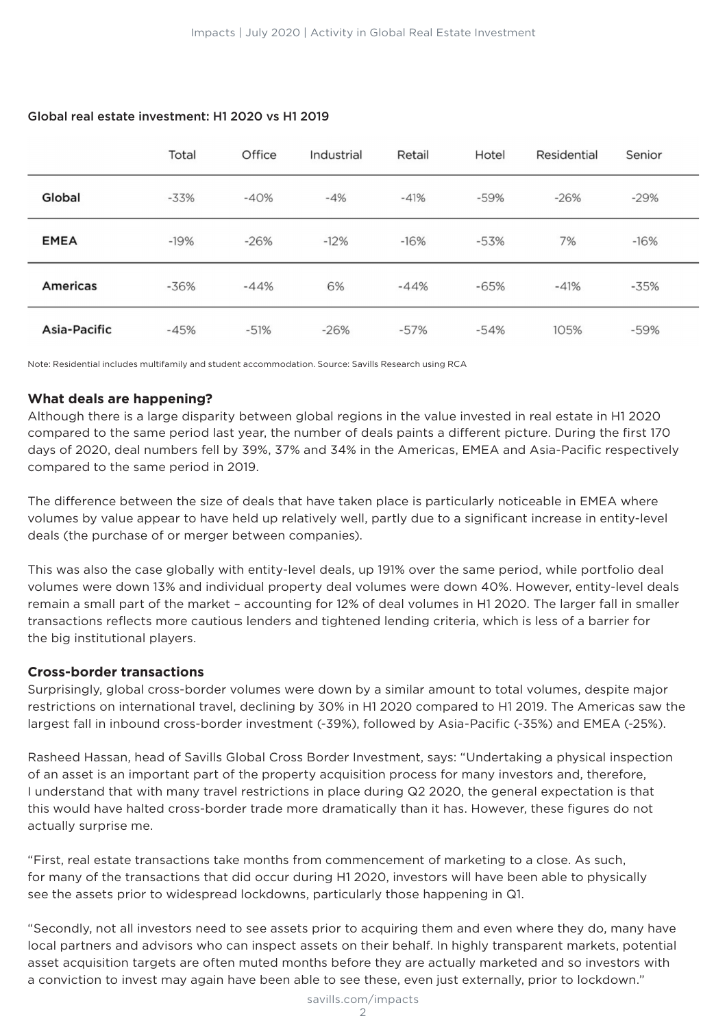Global real estate investment: H1 2020 vs H1 2019

| | Total | Office | Industrial | Retail | Hotel | Residential | Senior |
|---|---|---|---|---|---|---|---|
| **Global** | -33% | -40% | -4% | -41% | -59% | -26% | -29% |
| **EMEA** | -19% | -26% | -12% | -16% | -53% | 7% | -16% |
| **Americas** | -36% | -44% | 6% | -44% | -65% | -41% | -35% |
| **Asia-Pacific** | -45% | -51% | -26% | -57% | -54% | 105% | -59% |

Note: Residential includes multifamily and student accommodation. Source: Savills Research using RCA

## What deals are happening?

Although there is a large disparity between global regions in the value invested in real estate in H1 2020 compared to the same period last year, the number of deals paints a different picture. During the first 170 days of 2020, deal numbers fell by 39%, 37% and 34% in the Americas, EMEA and Asia-Pacific respectively compared to the same period in 2019.

The difference between the size of deals that have taken place is particularly noticeable in EMEA where volumes by value appear to have held up relatively well, partly due to a significant increase in entity-level deals (the purchase of or merger between companies).

This was also the case globally with entity-level deals, up 191% over the same period, while portfolio deal volumes were down 13% and individual property deal volumes were down 40%. However, entity-level deals remain a small part of the market – accounting for 12% of deal volumes in H1 2020. The larger fall in smaller transactions reflects more cautious lenders and tightened lending criteria, which is less of a barrier for the big institutional players.

## Cross-border transactions

Surprisingly, global cross-border volumes were down by a similar amount to total volumes, despite major restrictions on international travel, declining by 30% in H1 2020 compared to H1 2019. The Americas saw the largest fall in inbound cross-border investment (-39%), followed by Asia-Pacific (-35%) and EMEA (-25%).

Rasheed Hassan, head of Savills Global Cross Border Investment, says: "Undertaking a physical inspection of an asset is an important part of the property acquisition process for many investors and, therefore, I understand that with many travel restrictions in place during Q2 2020, the general expectation is that this would have halted cross-border trade more dramatically than it has. However, these figures do not actually surprise me.

"First, real estate transactions take months from commencement of marketing to a close. As such, for many of the transactions that did occur during H1 2020, investors will have been able to physically see the assets prior to widespread lockdowns, particularly those happening in Q1.

"Secondly, not all investors need to see assets prior to acquiring them and even where they do, many have local partners and advisors who can inspect assets on their behalf. In highly transparent markets, potential asset acquisition targets are often muted months before they are actually marketed and so investors with a conviction to invest may again have been able to see these, even just externally, prior to lockdown."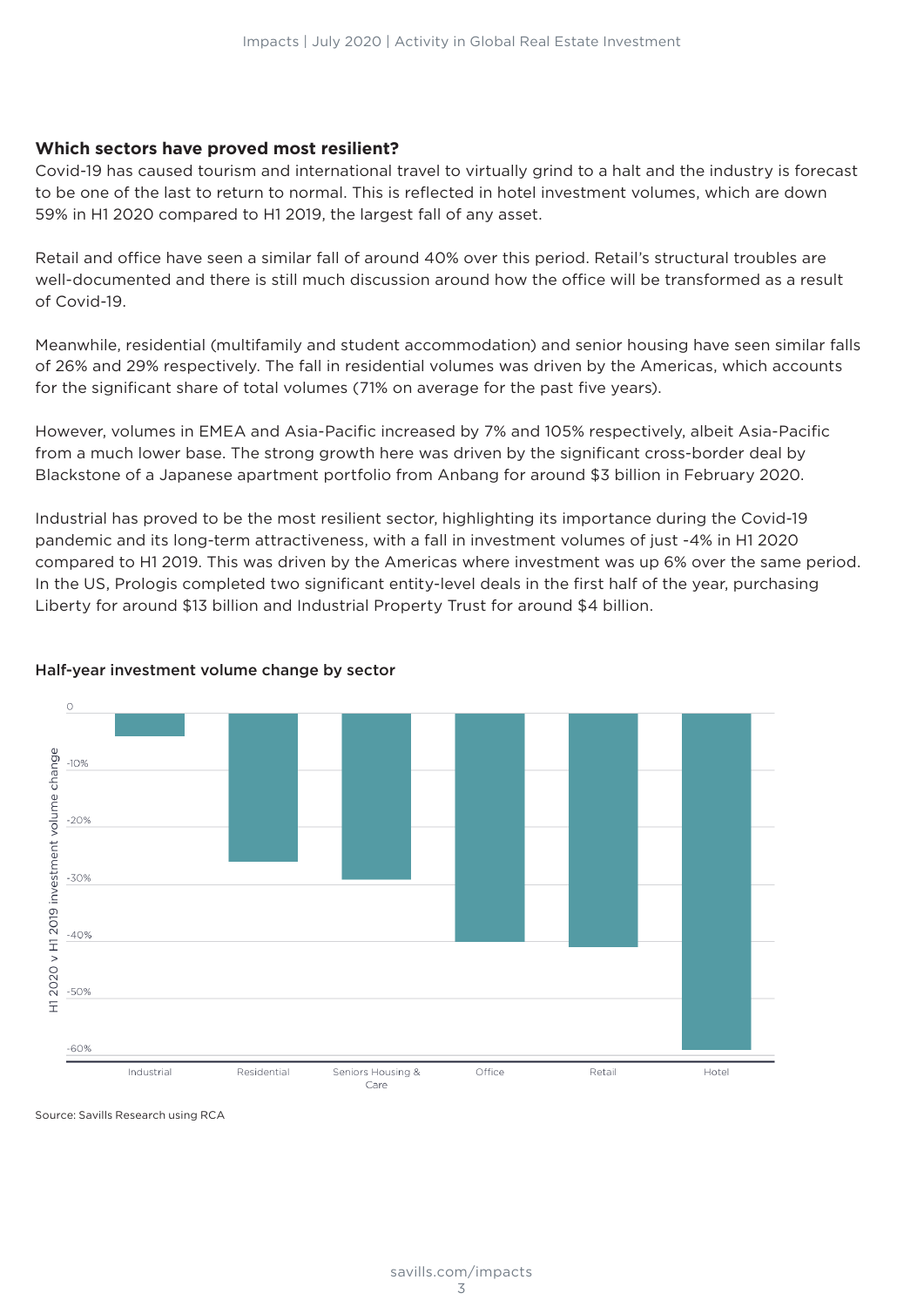### Which sectors have proved most resilient?

Covid-19 has caused tourism and international travel to virtually grind to a halt and the industry is forecast to be one of the last to return to normal. This is reflected in hotel investment volumes, which are down 59% in H1 2020 compared to H1 2019, the largest fall of any asset.

Retail and office have seen a similar fall of around 40% over this period. Retail's structural troubles are well-documented and there is still much discussion around how the office will be transformed as a result of Covid-19.

Meanwhile, residential (multifamily and student accommodation) and senior housing have seen similar falls of 26% and 29% respectively. The fall in residential volumes was driven by the Americas, which accounts for the significant share of total volumes (71% on average for the past five years).

However, volumes in EMEA and Asia-Pacific increased by 7% and 105% respectively, albeit Asia-Pacific from a much lower base. The strong growth here was driven by the significant cross-border deal by Blackstone of a Japanese apartment portfolio from Anbang for around $3 billion in February 2020.

Industrial has proved to be the most resilient sector, highlighting its importance during the Covid-19 pandemic and its long-term attractiveness, with a fall in investment volumes of just -4% in H1 2020 compared to H1 2019. This was driven by the Americas where investment was up 6% over the same period. In the US, Prologis completed two significant entity-level deals in the first half of the year, purchasing Liberty for around $13 billion and Industrial Property Trust for around $4 billion.

**Half-year investment volume change by sector**

| Sector | H1 2020 v H1 2019 investment volume change |
|---|---|
| Industrial | -4% |
| Residential | -26% |
| Seniors Housing & Care | -29% |
| Office | -40% |
| Retail | -41% |
| Hotel | -59% |

Source: Savills Research using RCA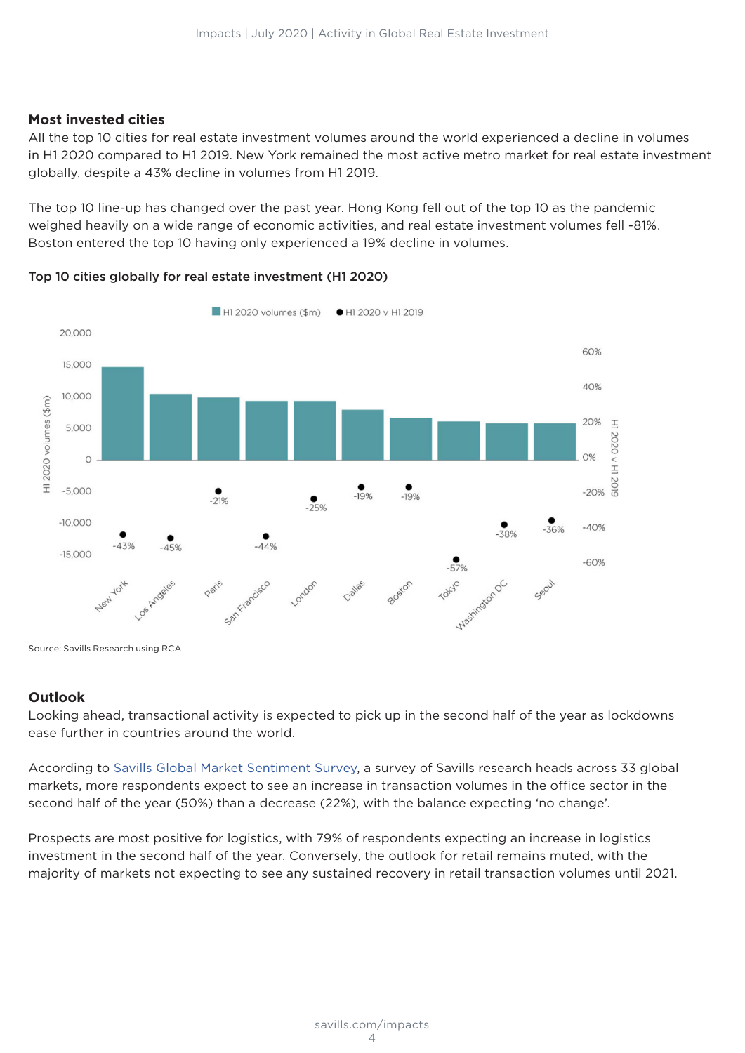## Most invested cities

All the top 10 cities for real estate investment volumes around the world experienced a decline in volumes in H1 2020 compared to H1 2019. New York remained the most active metro market for real estate investment globally, despite a 43% decline in volumes from H1 2019.

The top 10 line-up has changed over the past year. Hong Kong fell out of the top 10 as the pandemic weighed heavily on a wide range of economic activities, and real estate investment volumes fell -81%. Boston entered the top 10 having only experienced a 19% decline in volumes.

### Top 10 cities globally for real estate investment (H1 2020)

| City | H1 2020 v H1 2019 |
|---|---|
| New York | -43% |
| Los Angeles | -45% |
| Paris | -21% |
| San Francisco | -44% |
| London | -25% |
| Dallas | -19% |
| Boston | -19% |
| Tokyo | -57% |
| Washington DC | -38% |
| Seoul | -36% |

Source: Savills Research using RCA

## Outlook

Looking ahead, transactional activity is expected to pick up in the second half of the year as lockdowns ease further in countries around the world.

According to Savills Global Market Sentiment Survey, a survey of Savills research heads across 33 global markets, more respondents expect to see an increase in transaction volumes in the office sector in the second half of the year (50%) than a decrease (22%), with the balance expecting 'no change'.

Prospects are most positive for logistics, with 79% of respondents expecting an increase in logistics investment in the second half of the year. Conversely, the outlook for retail remains muted, with the majority of markets not expecting to see any sustained recovery in retail transaction volumes until 2021.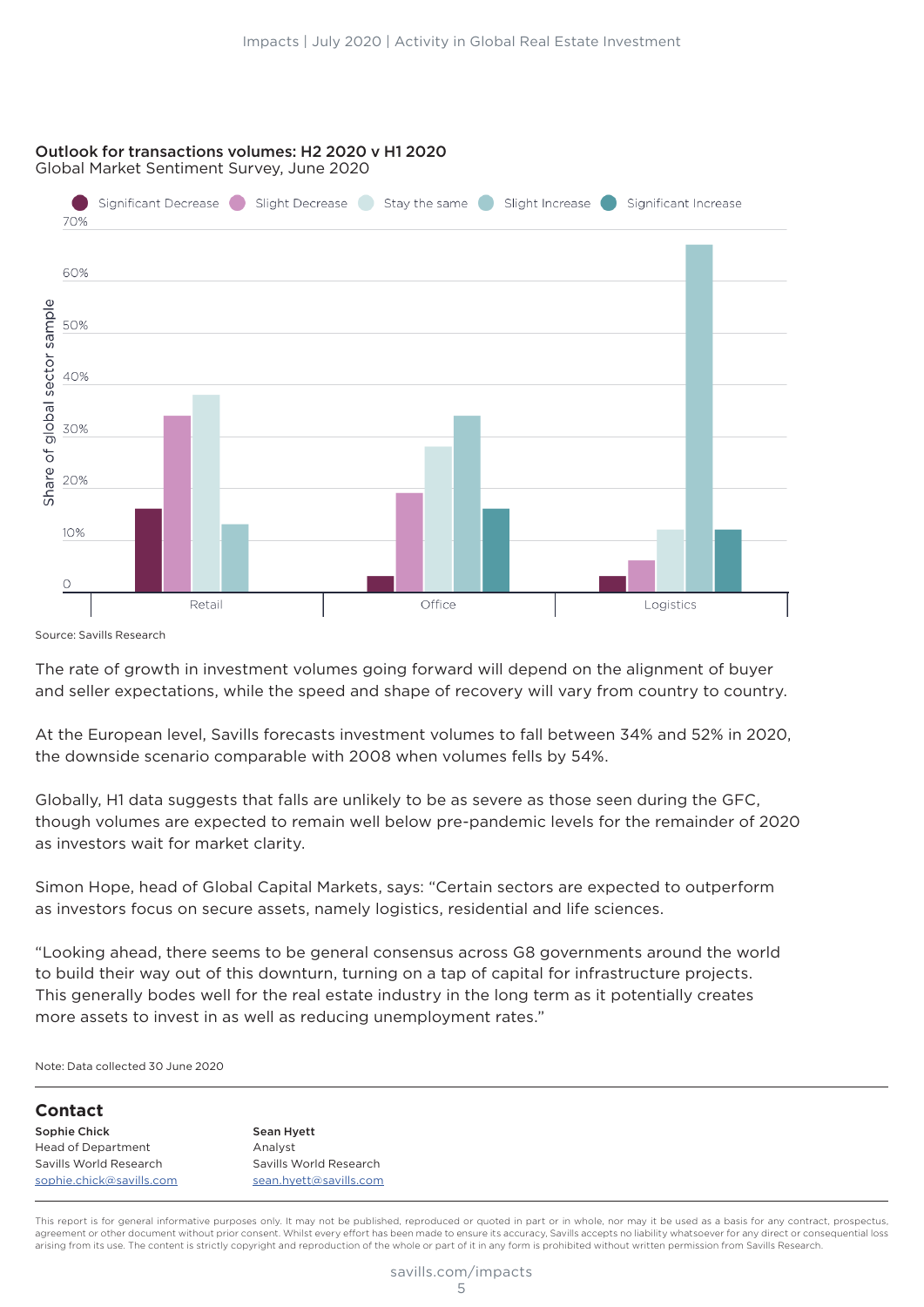**Outlook for transactions volumes: H2 2020 v H1 2020**
Global Market Sentiment Survey, June 2020

Significant Decrease
Slight Decrease
Stay the same
Slight Increase
Significant Increase

70%
60%
50%
40%
30%
20%
10%
0

Share of global sector sample

Retail
Office
Logistics

Source: Savills Research

The rate of growth in investment volumes going forward will depend on the alignment of buyer and seller expectations, while the speed and shape of recovery will vary from country to country.

At the European level, Savills forecasts investment volumes to fall between 34% and 52% in 2020, the downside scenario comparable with 2008 when volumes fells by 54%.

Globally, H1 data suggests that falls are unlikely to be as severe as those seen during the GFC, though volumes are expected to remain well below pre-pandemic levels for the remainder of 2020 as investors wait for market clarity.

Simon Hope, head of Global Capital Markets, says: "Certain sectors are expected to outperform as investors focus on secure assets, namely logistics, residential and life sciences.

"Looking ahead, there seems to be general consensus across G8 governments around the world to build their way out of this downturn, turning on a tap of capital for infrastructure projects. This generally bodes well for the real estate industry in the long term as it potentially creates more assets to invest in as well as reducing unemployment rates."

Note: Data collected 30 June 2020

## Contact

**Sophie Chick**
Head of Department
Savills World Research
sophie.chick@savills.com

**Sean Hyett**
Analyst
Savills World Research
sean.hyett@savills.com

This report is for general informative purposes only. It may not be published, reproduced or quoted in part or in whole, nor may it be used as a basis for any contract, prospectus, agreement or other document without prior consent. Whilst every effort has been made to ensure its accuracy, Savills accepts no liability whatsoever for any direct or consequential loss arising from its use. The content is strictly copyright and reproduction of the whole or part of it in any form is prohibited without written permission from Savills Research.

savills.com/impacts